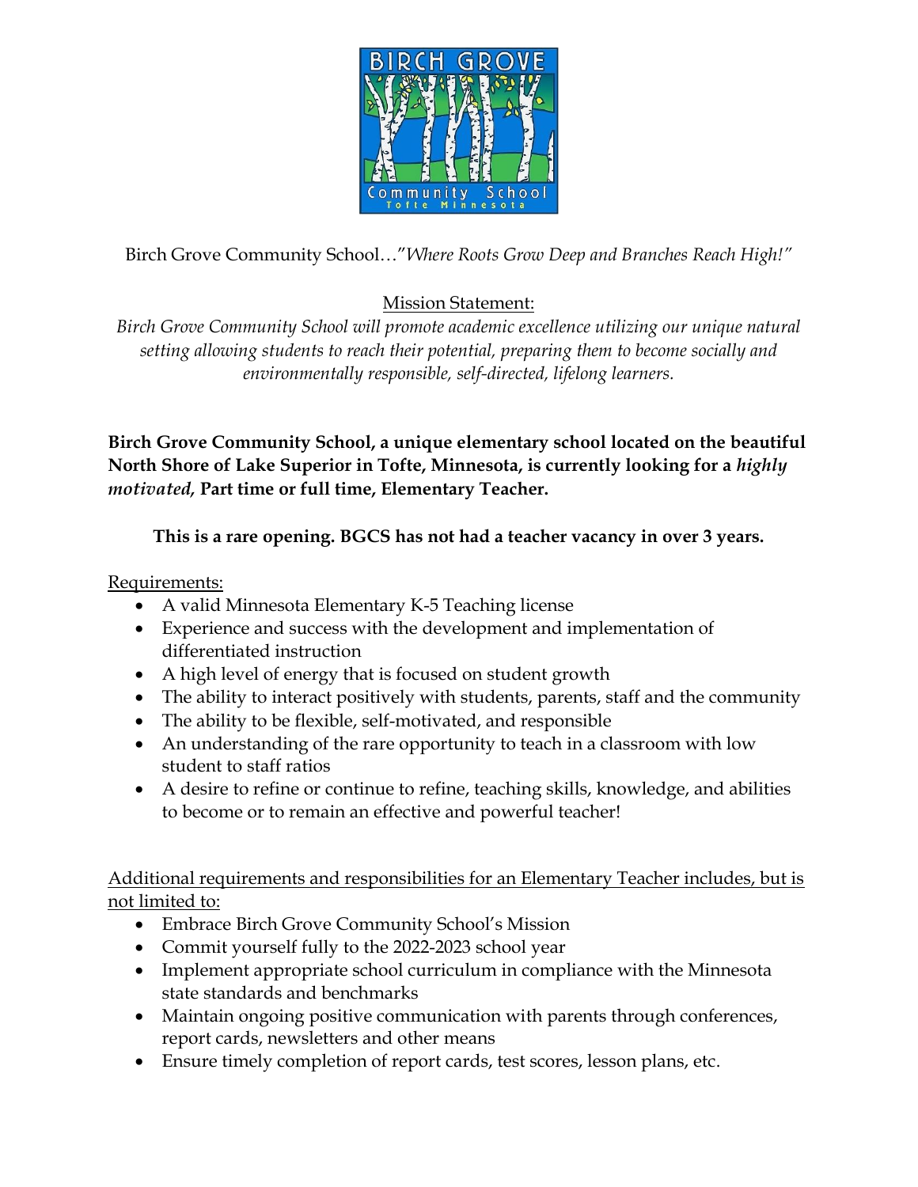Birch Grove Community School…"*Where Roots Grow Deep and Branches Reach High!"*

Mission Statement:

*Birch Grove Community School will promote academic excellence utilizing our unique natural setting allowing students to reach their potential, preparing them to become socially and environmentally responsible, self-directed, lifelong learners.*

**Birch Grove Community School, a unique elementary school located on the beautiful North Shore of Lake Superior in Tofte, Minnesota, is currently looking for a *highly motivated,* Part time or full time, Elementary Teacher.**

**This is a rare opening. BGCS has not had a teacher vacancy in over 3 years.**

Requirements:

- A valid Minnesota Elementary K-5 Teaching license
- Experience and success with the development and implementation of differentiated instruction
- A high level of energy that is focused on student growth
- The ability to interact positively with students, parents, staff and the community
- The ability to be flexible, self-motivated, and responsible
- An understanding of the rare opportunity to teach in a classroom with low student to staff ratios
- A desire to refine or continue to refine, teaching skills, knowledge, and abilities to become or to remain an effective and powerful teacher!

Additional requirements and responsibilities for an Elementary Teacher includes, but is not limited to:

- Embrace Birch Grove Community School's Mission
- Commit yourself fully to the 2022-2023 school year
- Implement appropriate school curriculum in compliance with the Minnesota state standards and benchmarks
- Maintain ongoing positive communication with parents through conferences, report cards, newsletters and other means
- Ensure timely completion of report cards, test scores, lesson plans, etc.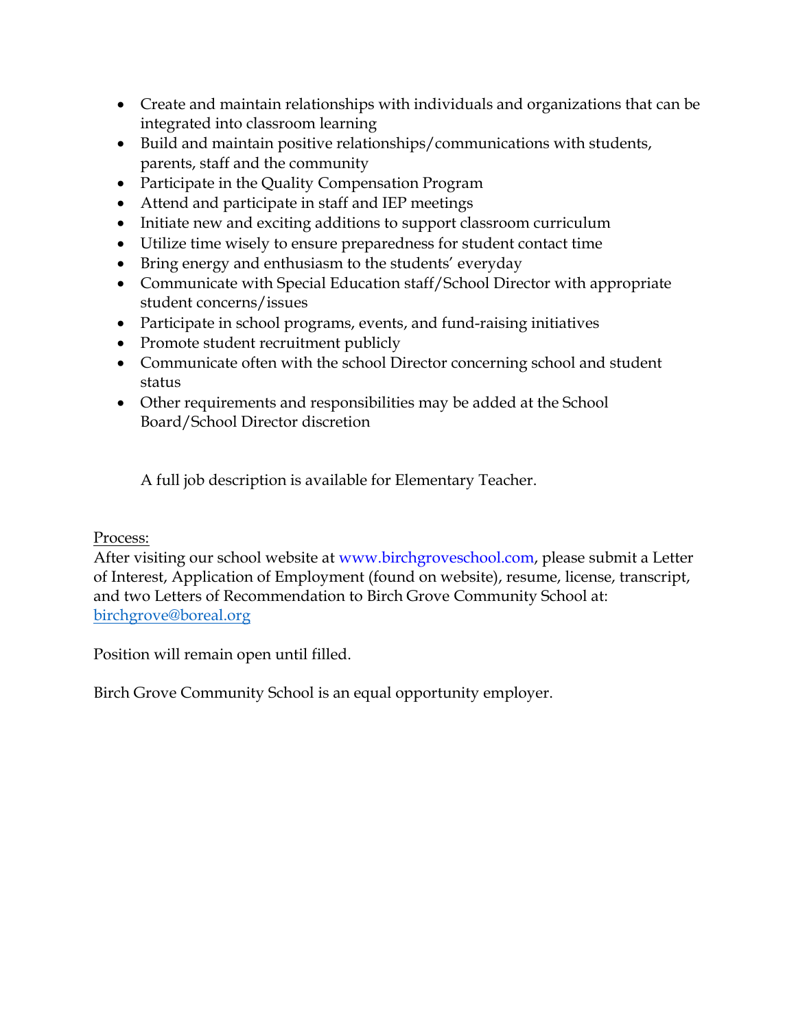- Create and maintain relationships with individuals and organizations that can be integrated into classroom learning
- Build and maintain positive relationships/communications with students, parents, staff and the community
- Participate in the Quality Compensation Program
- Attend and participate in staff and IEP meetings
- Initiate new and exciting additions to support classroom curriculum
- Utilize time wisely to ensure preparedness for student contact time
- Bring energy and enthusiasm to the students' everyday
- Communicate with Special Education staff/School Director with appropriate student concerns/issues
- Participate in school programs, events, and fund-raising initiatives
- Promote student recruitment publicly
- Communicate often with the school Director concerning school and student status
- Other requirements and responsibilities may be added at the School Board/School Director discretion

A full job description is available for Elementary Teacher.

Process:

After visiting our school website at www.birchgroveschool.com, please submit a Letter of Interest, Application of Employment (found on website), resume, license, transcript, and two Letters of Recommendation to Birch Grove Community School at: birchgrove@boreal.org

Position will remain open until filled.

Birch Grove Community School is an equal opportunity employer.